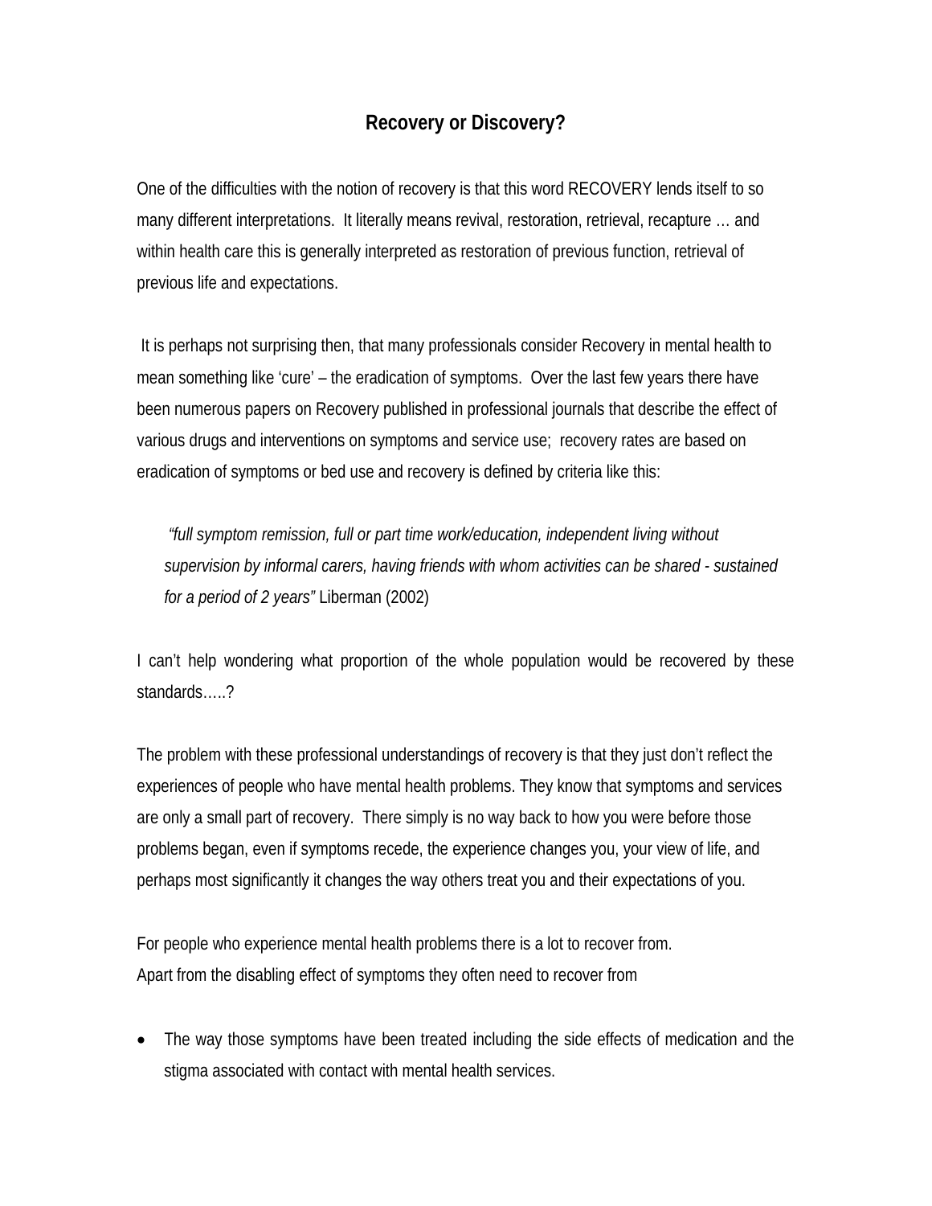# Recovery or Discovery?

One of the difficulties with the notion of recovery is that this word RECOVERY lends itself to so many different interpretations. It literally means revival, restoration, retrieval, recapture … and within health care this is generally interpreted as restoration of previous function, retrieval of previous life and expectations.

It is perhaps not surprising then, that many professionals consider Recovery in mental health to mean something like 'cure' – the eradication of symptoms. Over the last few years there have been numerous papers on Recovery published in professional journals that describe the effect of various drugs and interventions on symptoms and service use; recovery rates are based on eradication of symptoms or bed use and recovery is defined by criteria like this:

> *"full symptom remission, full or part time work/education, independent living without supervision by informal carers, having friends with whom activities can be shared - sustained for a period of 2 years"* Liberman (2002)

I can't help wondering what proportion of the whole population would be recovered by these standards…..?

The problem with these professional understandings of recovery is that they just don't reflect the experiences of people who have mental health problems. They know that symptoms and services are only a small part of recovery. There simply is no way back to how you were before those problems began, even if symptoms recede, the experience changes you, your view of life, and perhaps most significantly it changes the way others treat you and their expectations of you.

For people who experience mental health problems there is a lot to recover from.
Apart from the disabling effect of symptoms they often need to recover from

- The way those symptoms have been treated including the side effects of medication and the stigma associated with contact with mental health services.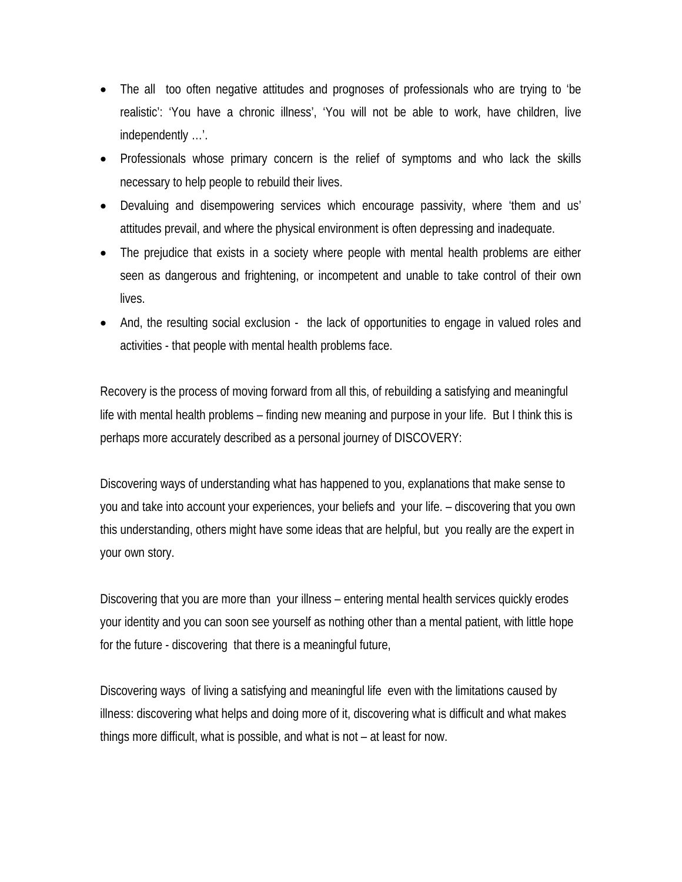- The all too often negative attitudes and prognoses of professionals who are trying to 'be realistic': 'You have a chronic illness', 'You will not be able to work, have children, live independently …'.
- Professionals whose primary concern is the relief of symptoms and who lack the skills necessary to help people to rebuild their lives.
- Devaluing and disempowering services which encourage passivity, where 'them and us' attitudes prevail, and where the physical environment is often depressing and inadequate.
- The prejudice that exists in a society where people with mental health problems are either seen as dangerous and frightening, or incompetent and unable to take control of their own lives.
- And, the resulting social exclusion - the lack of opportunities to engage in valued roles and activities - that people with mental health problems face.

Recovery is the process of moving forward from all this, of rebuilding a satisfying and meaningful life with mental health problems – finding new meaning and purpose in your life. But I think this is perhaps more accurately described as a personal journey of DISCOVERY:

Discovering ways of understanding what has happened to you, explanations that make sense to you and take into account your experiences, your beliefs and your life. – discovering that you own this understanding, others might have some ideas that are helpful, but you really are the expert in your own story.

Discovering that you are more than your illness – entering mental health services quickly erodes your identity and you can soon see yourself as nothing other than a mental patient, with little hope for the future - discovering that there is a meaningful future,

Discovering ways of living a satisfying and meaningful life even with the limitations caused by illness: discovering what helps and doing more of it, discovering what is difficult and what makes things more difficult, what is possible, and what is not – at least for now.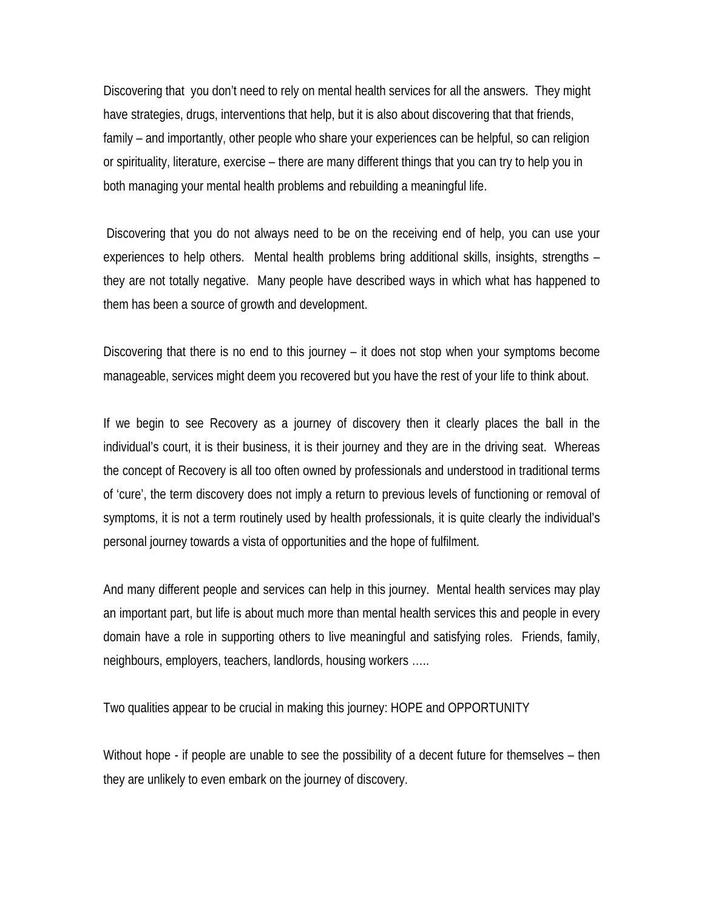Discovering that you don't need to rely on mental health services for all the answers. They might have strategies, drugs, interventions that help, but it is also about discovering that that friends, family – and importantly, other people who share your experiences can be helpful, so can religion or spirituality, literature, exercise – there are many different things that you can try to help you in both managing your mental health problems and rebuilding a meaningful life.

Discovering that you do not always need to be on the receiving end of help, you can use your experiences to help others. Mental health problems bring additional skills, insights, strengths – they are not totally negative. Many people have described ways in which what has happened to them has been a source of growth and development.

Discovering that there is no end to this journey – it does not stop when your symptoms become manageable, services might deem you recovered but you have the rest of your life to think about.

If we begin to see Recovery as a journey of discovery then it clearly places the ball in the individual's court, it is their business, it is their journey and they are in the driving seat. Whereas the concept of Recovery is all too often owned by professionals and understood in traditional terms of 'cure', the term discovery does not imply a return to previous levels of functioning or removal of symptoms, it is not a term routinely used by health professionals, it is quite clearly the individual's personal journey towards a vista of opportunities and the hope of fulfilment.

And many different people and services can help in this journey. Mental health services may play an important part, but life is about much more than mental health services this and people in every domain have a role in supporting others to live meaningful and satisfying roles. Friends, family, neighbours, employers, teachers, landlords, housing workers …..

Two qualities appear to be crucial in making this journey: HOPE and OPPORTUNITY

Without hope - if people are unable to see the possibility of a decent future for themselves – then they are unlikely to even embark on the journey of discovery.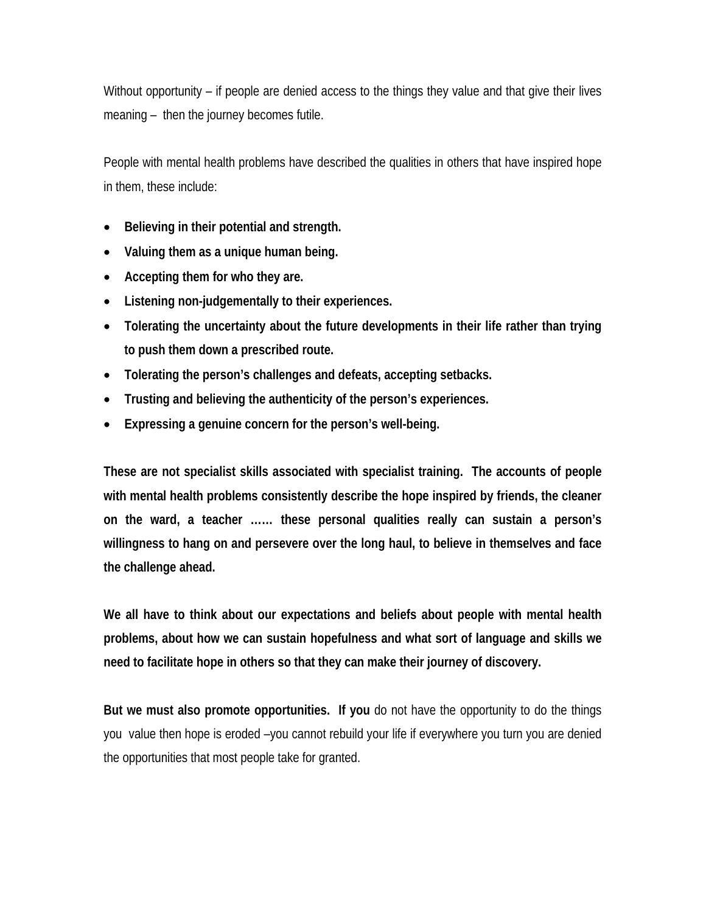Without opportunity – if people are denied access to the things they value and that give their lives meaning – then the journey becomes futile.

People with mental health problems have described the qualities in others that have inspired hope in them, these include:

- **Believing in their potential and strength.**
- **Valuing them as a unique human being.**
- **Accepting them for who they are.**
- **Listening non-judgementally to their experiences.**
- **Tolerating the uncertainty about the future developments in their life rather than trying to push them down a prescribed route.**
- **Tolerating the person's challenges and defeats, accepting setbacks.**
- **Trusting and believing the authenticity of the person's experiences.**
- **Expressing a genuine concern for the person's well-being.**

**These are not specialist skills associated with specialist training. The accounts of people with mental health problems consistently describe the hope inspired by friends, the cleaner on the ward, a teacher …… these personal qualities really can sustain a person's willingness to hang on and persevere over the long haul, to believe in themselves and face the challenge ahead.**

**We all have to think about our expectations and beliefs about people with mental health problems, about how we can sustain hopefulness and what sort of language and skills we need to facilitate hope in others so that they can make their journey of discovery.**

**But we must also promote opportunities. If you** do not have the opportunity to do the things you value then hope is eroded –you cannot rebuild your life if everywhere you turn you are denied the opportunities that most people take for granted.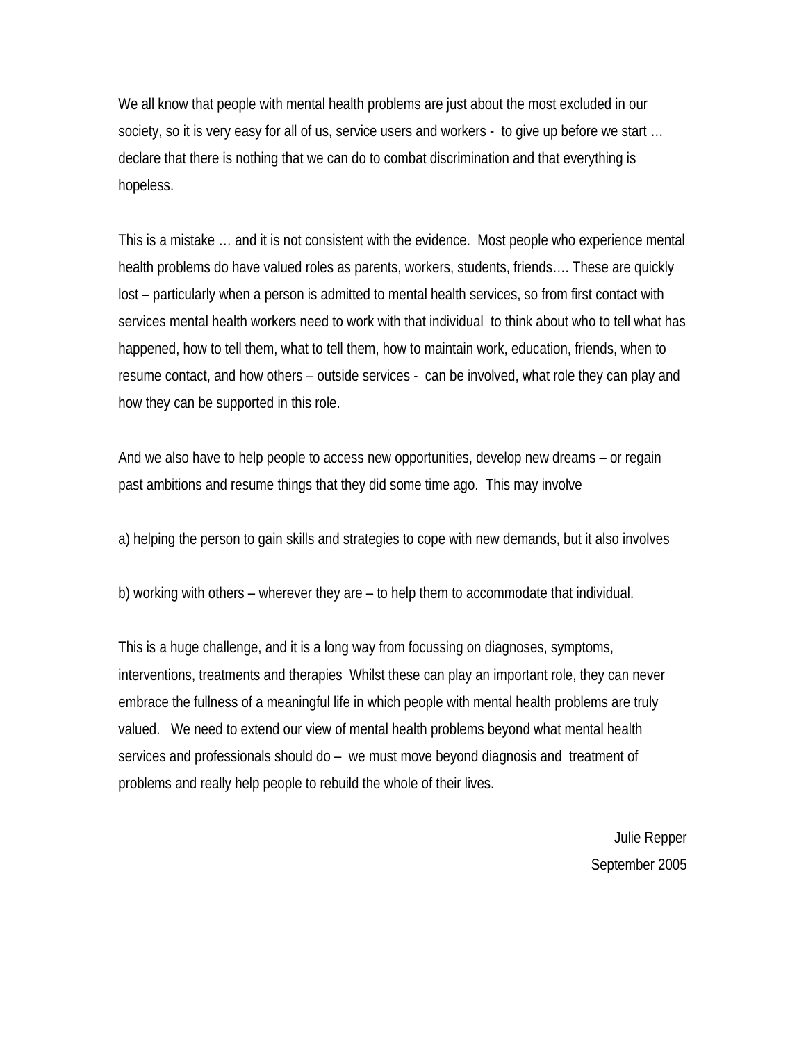We all know that people with mental health problems are just about the most excluded in our society, so it is very easy for all of us, service users and workers - to give up before we start … declare that there is nothing that we can do to combat discrimination and that everything is hopeless.

This is a mistake … and it is not consistent with the evidence. Most people who experience mental health problems do have valued roles as parents, workers, students, friends…. These are quickly lost – particularly when a person is admitted to mental health services, so from first contact with services mental health workers need to work with that individual to think about who to tell what has happened, how to tell them, what to tell them, how to maintain work, education, friends, when to resume contact, and how others – outside services - can be involved, what role they can play and how they can be supported in this role.

And we also have to help people to access new opportunities, develop new dreams – or regain past ambitions and resume things that they did some time ago. This may involve

a) helping the person to gain skills and strategies to cope with new demands, but it also involves

b) working with others – wherever they are – to help them to accommodate that individual.

This is a huge challenge, and it is a long way from focussing on diagnoses, symptoms, interventions, treatments and therapies Whilst these can play an important role, they can never embrace the fullness of a meaningful life in which people with mental health problems are truly valued. We need to extend our view of mental health problems beyond what mental health services and professionals should do – we must move beyond diagnosis and treatment of problems and really help people to rebuild the whole of their lives.

Julie Repper  
September 2005